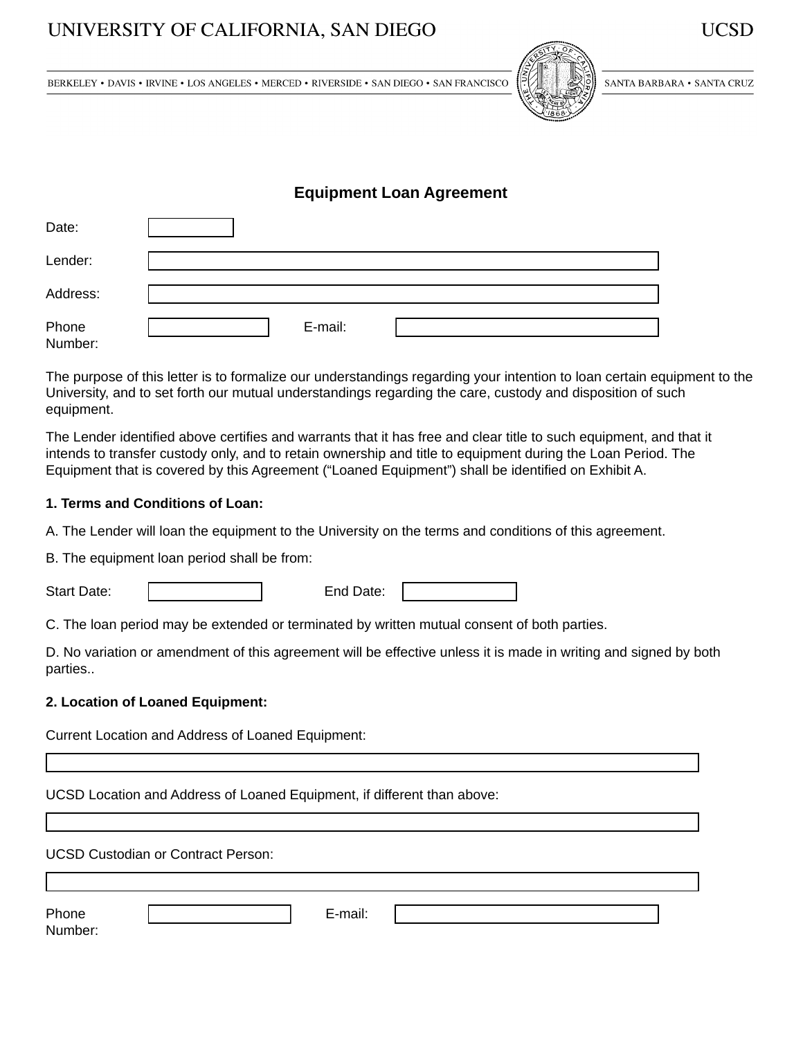UNIVERSITY OF CALIFORNIA, SAN DIEGO UCSD

BERKELEY • DAVIS • IRVINE • LOS ANGELES • MERCED • RIVERSIDE • SAN DIEGO • SAN FRANCISCO SANTA BARBARA • SANTA CRUZ

## Equipment Loan Agreement

Date:

Lender:

Address:

Phone Number: E-mail:

The purpose of this letter is to formalize our understandings regarding your intention to loan certain equipment to the University, and to set forth our mutual understandings regarding the care, custody and disposition of such equipment.

The Lender identified above certifies and warrants that it has free and clear title to such equipment, and that it intends to transfer custody only, and to retain ownership and title to equipment during the Loan Period. The Equipment that is covered by this Agreement ("Loaned Equipment") shall be identified on Exhibit A.

**1. Terms and Conditions of Loan:**

A. The Lender will loan the equipment to the University on the terms and conditions of this agreement.

B. The equipment loan period shall be from:

Start Date: End Date:

C. The loan period may be extended or terminated by written mutual consent of both parties.

D. No variation or amendment of this agreement will be effective unless it is made in writing and signed by both parties..

**2. Location of Loaned Equipment:**

Current Location and Address of Loaned Equipment:

UCSD Location and Address of Loaned Equipment, if different than above:

UCSD Custodian or Contract Person:

Phone Number: E-mail: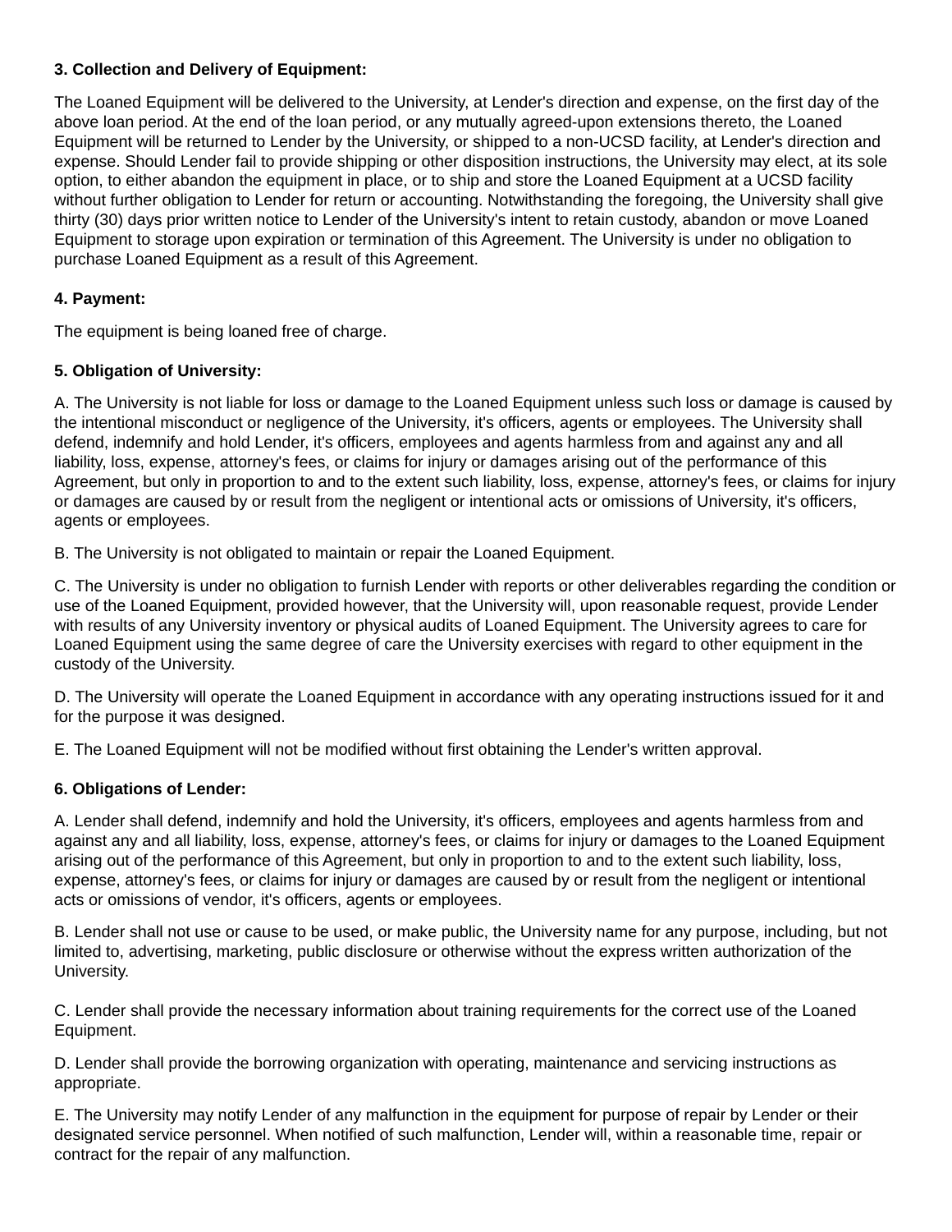**3. Collection and Delivery of Equipment:**

The Loaned Equipment will be delivered to the University, at Lender's direction and expense, on the first day of the above loan period. At the end of the loan period, or any mutually agreed-upon extensions thereto, the Loaned Equipment will be returned to Lender by the University, or shipped to a non-UCSD facility, at Lender's direction and expense. Should Lender fail to provide shipping or other disposition instructions, the University may elect, at its sole option, to either abandon the equipment in place, or to ship and store the Loaned Equipment at a UCSD facility without further obligation to Lender for return or accounting. Notwithstanding the foregoing, the University shall give thirty (30) days prior written notice to Lender of the University's intent to retain custody, abandon or move Loaned Equipment to storage upon expiration or termination of this Agreement. The University is under no obligation to purchase Loaned Equipment as a result of this Agreement.

**4. Payment:**

The equipment is being loaned free of charge.

**5. Obligation of University:**

A. The University is not liable for loss or damage to the Loaned Equipment unless such loss or damage is caused by the intentional misconduct or negligence of the University, it's officers, agents or employees. The University shall defend, indemnify and hold Lender, it's officers, employees and agents harmless from and against any and all liability, loss, expense, attorney's fees, or claims for injury or damages arising out of the performance of this Agreement, but only in proportion to and to the extent such liability, loss, expense, attorney's fees, or claims for injury or damages are caused by or result from the negligent or intentional acts or omissions of University, it's officers, agents or employees.

B. The University is not obligated to maintain or repair the Loaned Equipment.

C. The University is under no obligation to furnish Lender with reports or other deliverables regarding the condition or use of the Loaned Equipment, provided however, that the University will, upon reasonable request, provide Lender with results of any University inventory or physical audits of Loaned Equipment. The University agrees to care for Loaned Equipment using the same degree of care the University exercises with regard to other equipment in the custody of the University.

D. The University will operate the Loaned Equipment in accordance with any operating instructions issued for it and for the purpose it was designed.

E. The Loaned Equipment will not be modified without first obtaining the Lender's written approval.

**6. Obligations of Lender:**

A. Lender shall defend, indemnify and hold the University, it's officers, employees and agents harmless from and against any and all liability, loss, expense, attorney's fees, or claims for injury or damages to the Loaned Equipment arising out of the performance of this Agreement, but only in proportion to and to the extent such liability, loss, expense, attorney's fees, or claims for injury or damages are caused by or result from the negligent or intentional acts or omissions of vendor, it's officers, agents or employees.

B. Lender shall not use or cause to be used, or make public, the University name for any purpose, including, but not limited to, advertising, marketing, public disclosure or otherwise without the express written authorization of the University.

C. Lender shall provide the necessary information about training requirements for the correct use of the Loaned Equipment.

D. Lender shall provide the borrowing organization with operating, maintenance and servicing instructions as appropriate.

E. The University may notify Lender of any malfunction in the equipment for purpose of repair by Lender or their designated service personnel. When notified of such malfunction, Lender will, within a reasonable time, repair or contract for the repair of any malfunction.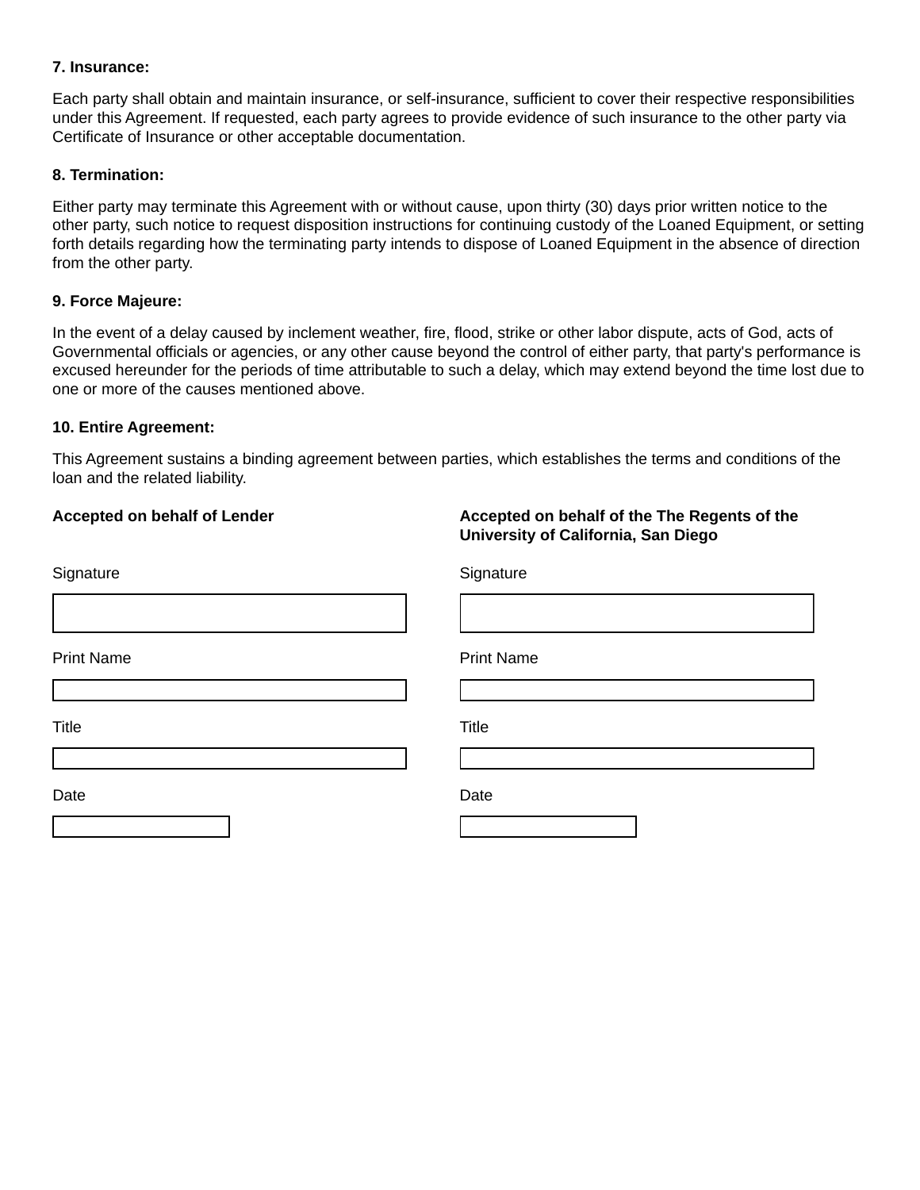**7. Insurance:**

Each party shall obtain and maintain insurance, or self-insurance, sufficient to cover their respective responsibilities under this Agreement. If requested, each party agrees to provide evidence of such insurance to the other party via Certificate of Insurance or other acceptable documentation.

**8. Termination:**

Either party may terminate this Agreement with or without cause, upon thirty (30) days prior written notice to the other party, such notice to request disposition instructions for continuing custody of the Loaned Equipment, or setting forth details regarding how the terminating party intends to dispose of Loaned Equipment in the absence of direction from the other party.

**9. Force Majeure:**

In the event of a delay caused by inclement weather, fire, flood, strike or other labor dispute, acts of God, acts of Governmental officials or agencies, or any other cause beyond the control of either party, that party's performance is excused hereunder for the periods of time attributable to such a delay, which may extend beyond the time lost due to one or more of the causes mentioned above.

**10. Entire Agreement:**

This Agreement sustains a binding agreement between parties, which establishes the terms and conditions of the loan and the related liability.

| **Accepted on behalf of Lender** | **Accepted on behalf of the The Regents of the University of California, San Diego** |
| --- | --- |
| Signature | Signature |
| | |
| Print Name | Print Name |
| | |
| Title | Title |
| | |
| Date | Date |
| | |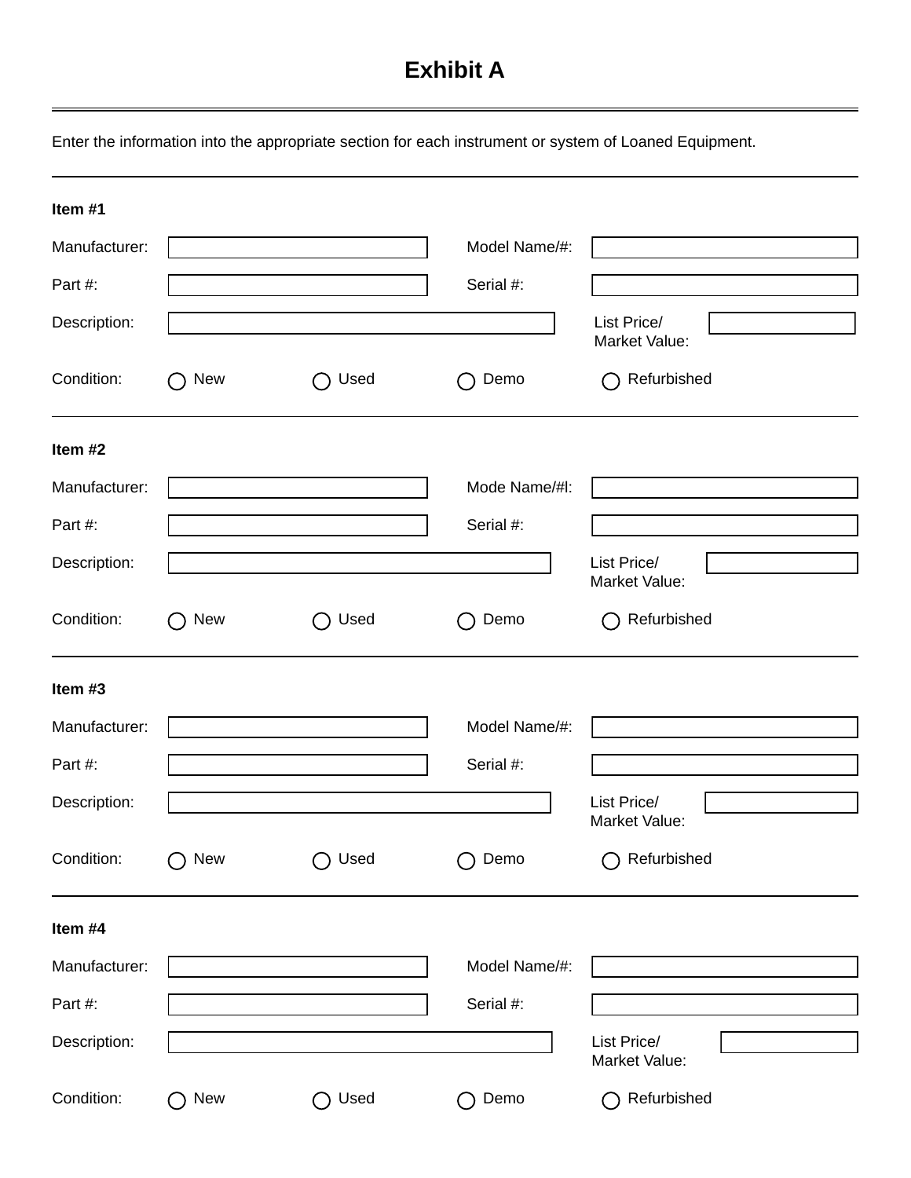# Exhibit A

Enter the information into the appropriate section for each instrument or system of Loaned Equipment.

---

**Item #1**

Manufacturer: ____________ Model Name/#: ____________

Part #: ____________ Serial #: ____________

Description: ____________ List Price/ Market Value: ____________

Condition: ○ New ○ Used ○ Demo ○ Refurbished

---

**Item #2**

Manufacturer: ____________ Mode Name/#l: ____________

Part #: ____________ Serial #: ____________

Description: ____________ List Price/ Market Value: ____________

Condition: ○ New ○ Used ○ Demo ○ Refurbished

---

**Item #3**

Manufacturer: ____________ Model Name/#: ____________

Part #: ____________ Serial #: ____________

Description: ____________ List Price/ Market Value: ____________

Condition: ○ New ○ Used ○ Demo ○ Refurbished

---

**Item #4**

Manufacturer: ____________ Model Name/#: ____________

Part #: ____________ Serial #: ____________

Description: ____________ List Price/ Market Value: ____________

Condition: ○ New ○ Used ○ Demo ○ Refurbished